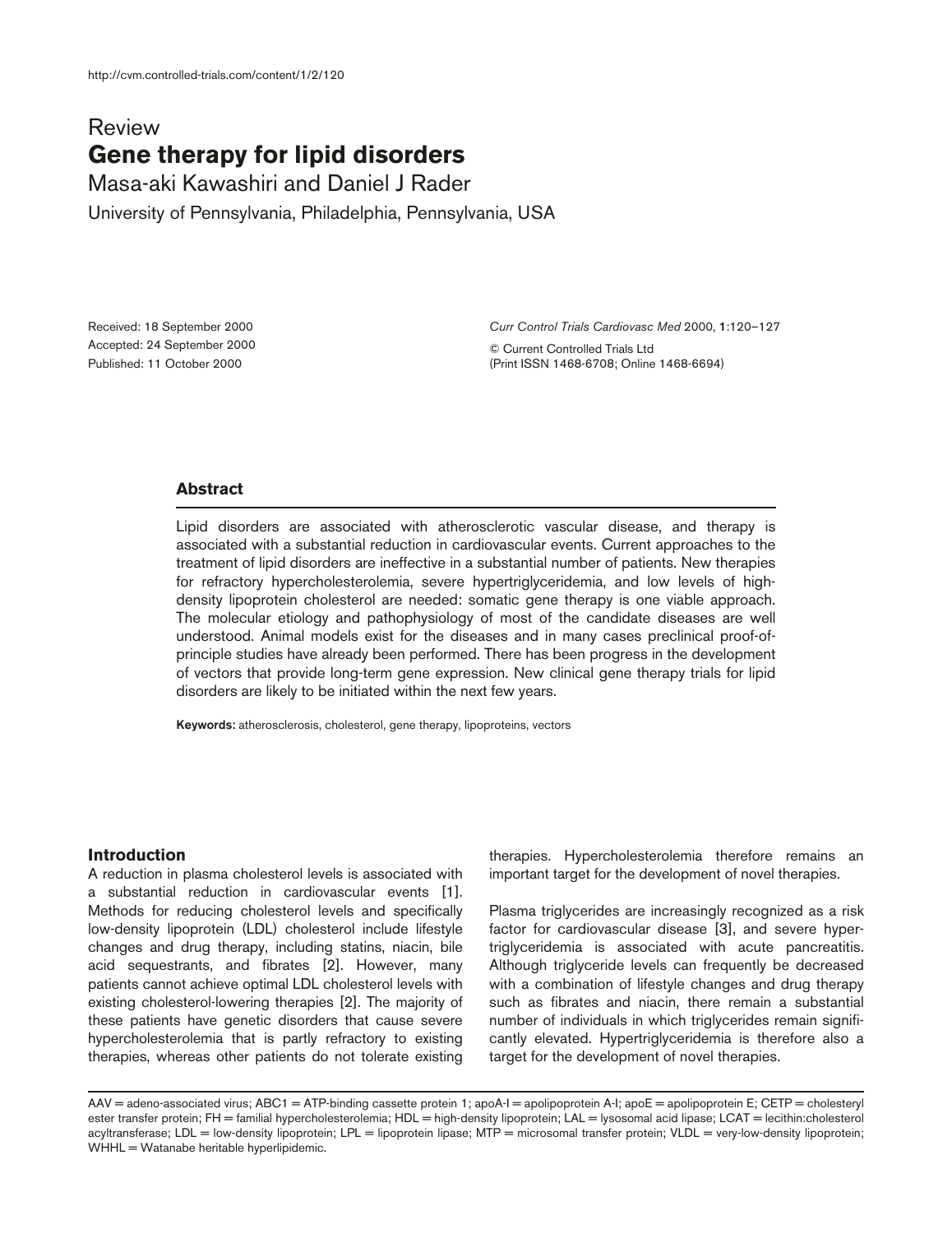Review

# Gene therapy for lipid disorders

Masa-aki Kawashiri and Daniel J Rader

University of Pennsylvania, Philadelphia, Pennsylvania, USA

Received: 18 September 2000
Accepted: 24 September 2000
Published: 11 October 2000

*Curr Control Trials Cardiovasc Med* 2000, **1**:120–127

© Current Controlled Trials Ltd
(Print ISSN 1468-6708; Online 1468-6694)

## Abstract

Lipid disorders are associated with atherosclerotic vascular disease, and therapy is associated with a substantial reduction in cardiovascular events. Current approaches to the treatment of lipid disorders are ineffective in a substantial number of patients. New therapies for refractory hypercholesterolemia, severe hypertriglyceridemia, and low levels of high-density lipoprotein cholesterol are needed: somatic gene therapy is one viable approach. The molecular etiology and pathophysiology of most of the candidate diseases are well understood. Animal models exist for the diseases and in many cases preclinical proof-of-principle studies have already been performed. There has been progress in the development of vectors that provide long-term gene expression. New clinical gene therapy trials for lipid disorders are likely to be initiated within the next few years.

**Keywords:** atherosclerosis, cholesterol, gene therapy, lipoproteins, vectors

## Introduction

A reduction in plasma cholesterol levels is associated with a substantial reduction in cardiovascular events [1]. Methods for reducing cholesterol levels and specifically low-density lipoprotein (LDL) cholesterol include lifestyle changes and drug therapy, including statins, niacin, bile acid sequestrants, and fibrates [2]. However, many patients cannot achieve optimal LDL cholesterol levels with existing cholesterol-lowering therapies [2]. The majority of these patients have genetic disorders that cause severe hypercholesterolemia that is partly refractory to existing therapies, whereas other patients do not tolerate existing therapies. Hypercholesterolemia therefore remains an important target for the development of novel therapies.

Plasma triglycerides are increasingly recognized as a risk factor for cardiovascular disease [3], and severe hypertriglyceridemia is associated with acute pancreatitis. Although triglyceride levels can frequently be decreased with a combination of lifestyle changes and drug therapy such as fibrates and niacin, there remain a substantial number of individuals in which triglycerides remain significantly elevated. Hypertriglyceridemia is therefore also a target for the development of novel therapies.

AAV = adeno-associated virus; ABC1 = ATP-binding cassette protein 1; apoA-I = apolipoprotein A-I; apoE = apolipoprotein E; CETP = cholesteryl ester transfer protein; FH = familial hypercholesterolemia; HDL = high-density lipoprotein; LAL = lysosomal acid lipase; LCAT = lecithin:cholesterol acyltransferase; LDL = low-density lipoprotein; LPL = lipoprotein lipase; MTP = microsomal transfer protein; VLDL = very-low-density lipoprotein; WHHL = Watanabe heritable hyperlipidemic.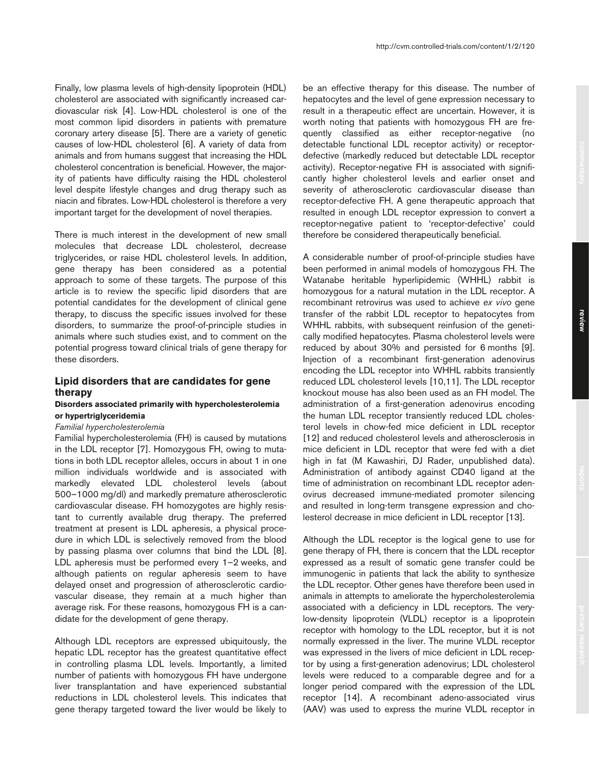Finally, low plasma levels of high-density lipoprotein (HDL) cholesterol are associated with significantly increased cardiovascular risk [4]. Low-HDL cholesterol is one of the most common lipid disorders in patients with premature coronary artery disease [5]. There are a variety of genetic causes of low-HDL cholesterol [6]. A variety of data from animals and from humans suggest that increasing the HDL cholesterol concentration is beneficial. However, the majority of patients have difficulty raising the HDL cholesterol level despite lifestyle changes and drug therapy such as niacin and fibrates. Low-HDL cholesterol is therefore a very important target for the development of novel therapies.

There is much interest in the development of new small molecules that decrease LDL cholesterol, decrease triglycerides, or raise HDL cholesterol levels. In addition, gene therapy has been considered as a potential approach to some of these targets. The purpose of this article is to review the specific lipid disorders that are potential candidates for the development of clinical gene therapy, to discuss the specific issues involved for these disorders, to summarize the proof-of-principle studies in animals where such studies exist, and to comment on the potential progress toward clinical trials of gene therapy for these disorders.

## Lipid disorders that are candidates for gene therapy

### Disorders associated primarily with hypercholesterolemia or hypertriglyceridemia

*Familial hypercholesterolemia*

Familial hypercholesterolemia (FH) is caused by mutations in the LDL receptor [7]. Homozygous FH, owing to mutations in both LDL receptor alleles, occurs in about 1 in one million individuals worldwide and is associated with markedly elevated LDL cholesterol levels (about 500–1000 mg/dl) and markedly premature atherosclerotic cardiovascular disease. FH homozygotes are highly resistant to currently available drug therapy. The preferred treatment at present is LDL apheresis, a physical procedure in which LDL is selectively removed from the blood by passing plasma over columns that bind the LDL [8]. LDL apheresis must be performed every 1–2 weeks, and although patients on regular apheresis seem to have delayed onset and progression of atherosclerotic cardiovascular disease, they remain at a much higher than average risk. For these reasons, homozygous FH is a candidate for the development of gene therapy.

Although LDL receptors are expressed ubiquitously, the hepatic LDL receptor has the greatest quantitative effect in controlling plasma LDL levels. Importantly, a limited number of patients with homozygous FH have undergone liver transplantation and have experienced substantial reductions in LDL cholesterol levels. This indicates that gene therapy targeted toward the liver would be likely to be an effective therapy for this disease. The number of hepatocytes and the level of gene expression necessary to result in a therapeutic effect are uncertain. However, it is worth noting that patients with homozygous FH are frequently classified as either receptor-negative (no detectable functional LDL receptor activity) or receptor-defective (markedly reduced but detectable LDL receptor activity). Receptor-negative FH is associated with significantly higher cholesterol levels and earlier onset and severity of atherosclerotic cardiovascular disease than receptor-defective FH. A gene therapeutic approach that resulted in enough LDL receptor expression to convert a receptor-negative patient to 'receptor-defective' could therefore be considered therapeutically beneficial.

A considerable number of proof-of-principle studies have been performed in animal models of homozygous FH. The Watanabe heritable hyperlipidemic (WHHL) rabbit is homozygous for a natural mutation in the LDL receptor. A recombinant retrovirus was used to achieve *ex vivo* gene transfer of the rabbit LDL receptor to hepatocytes from WHHL rabbits, with subsequent reinfusion of the genetically modified hepatocytes. Plasma cholesterol levels were reduced by about 30% and persisted for 6 months [9]. Injection of a recombinant first-generation adenovirus encoding the LDL receptor into WHHL rabbits transiently reduced LDL cholesterol levels [10,11]. The LDL receptor knockout mouse has also been used as an FH model. The administration of a first-generation adenovirus encoding the human LDL receptor transiently reduced LDL cholesterol levels in chow-fed mice deficient in LDL receptor [12] and reduced cholesterol levels and atherosclerosis in mice deficient in LDL receptor that were fed with a diet high in fat (M Kawashiri, DJ Rader, unpublished data). Administration of antibody against CD40 ligand at the time of administration on recombinant LDL receptor adenovirus decreased immune-mediated promoter silencing and resulted in long-term transgene expression and cholesterol decrease in mice deficient in LDL receptor [13].

Although the LDL receptor is the logical gene to use for gene therapy of FH, there is concern that the LDL receptor expressed as a result of somatic gene transfer could be immunogenic in patients that lack the ability to synthesize the LDL receptor. Other genes have therefore been used in animals in attempts to ameliorate the hypercholesterolemia associated with a deficiency in LDL receptors. The very-low-density lipoprotein (VLDL) receptor is a lipoprotein receptor with homology to the LDL receptor, but it is not normally expressed in the liver. The murine VLDL receptor was expressed in the livers of mice deficient in LDL receptor by using a first-generation adenovirus; LDL cholesterol levels were reduced to a comparable degree and for a longer period compared with the expression of the LDL receptor [14]. A recombinant adeno-associated virus (AAV) was used to express the murine VLDL receptor in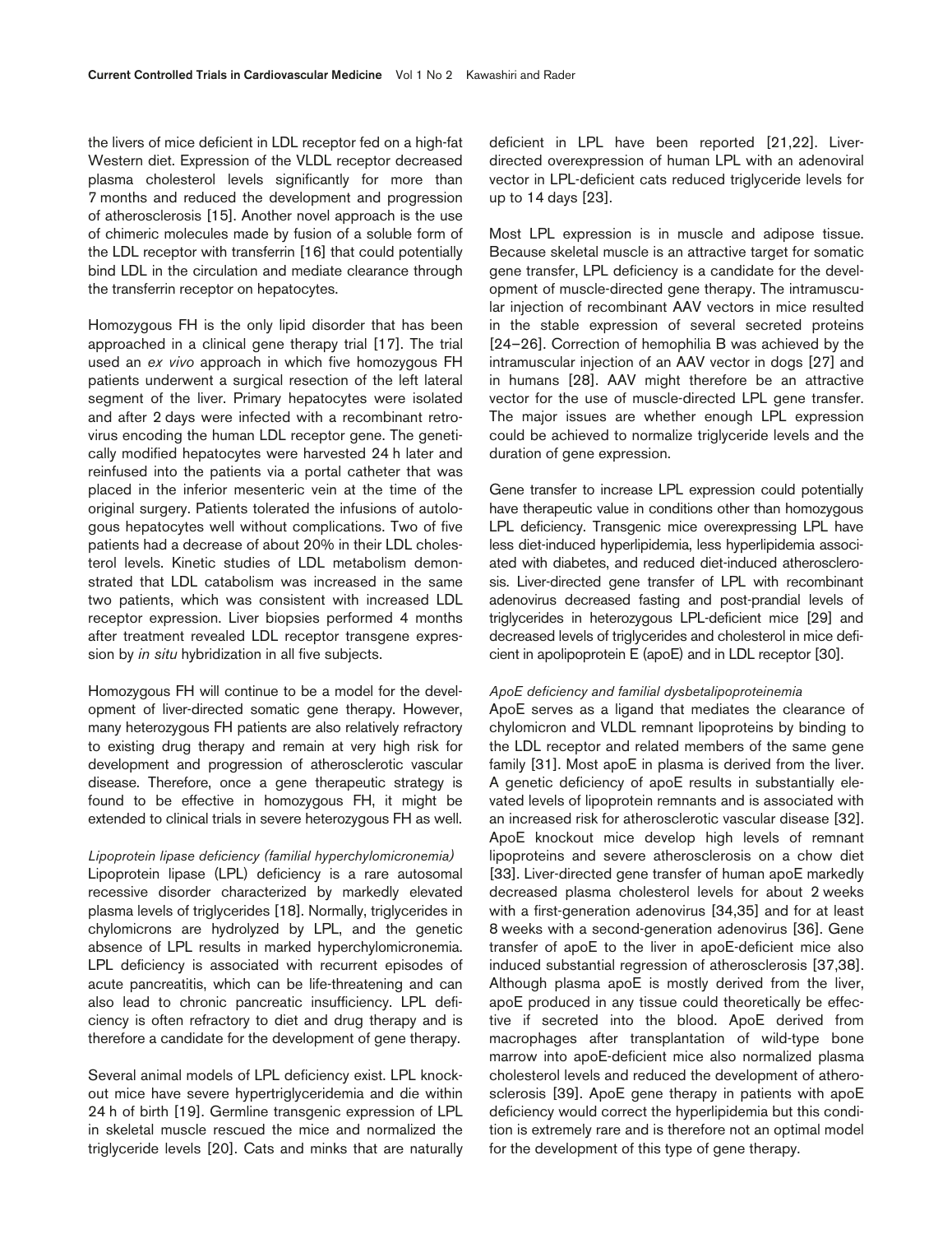the livers of mice deficient in LDL receptor fed on a high-fat Western diet. Expression of the VLDL receptor decreased plasma cholesterol levels significantly for more than 7 months and reduced the development and progression of atherosclerosis [15]. Another novel approach is the use of chimeric molecules made by fusion of a soluble form of the LDL receptor with transferrin [16] that could potentially bind LDL in the circulation and mediate clearance through the transferrin receptor on hepatocytes.

Homozygous FH is the only lipid disorder that has been approached in a clinical gene therapy trial [17]. The trial used an *ex vivo* approach in which five homozygous FH patients underwent a surgical resection of the left lateral segment of the liver. Primary hepatocytes were isolated and after 2 days were infected with a recombinant retrovirus encoding the human LDL receptor gene. The genetically modified hepatocytes were harvested 24 h later and reinfused into the patients via a portal catheter that was placed in the inferior mesenteric vein at the time of the original surgery. Patients tolerated the infusions of autologous hepatocytes well without complications. Two of five patients had a decrease of about 20% in their LDL cholesterol levels. Kinetic studies of LDL metabolism demonstrated that LDL catabolism was increased in the same two patients, which was consistent with increased LDL receptor expression. Liver biopsies performed 4 months after treatment revealed LDL receptor transgene expression by *in situ* hybridization in all five subjects.

Homozygous FH will continue to be a model for the development of liver-directed somatic gene therapy. However, many heterozygous FH patients are also relatively refractory to existing drug therapy and remain at very high risk for development and progression of atherosclerotic vascular disease. Therefore, once a gene therapeutic strategy is found to be effective in homozygous FH, it might be extended to clinical trials in severe heterozygous FH as well.

*Lipoprotein lipase deficiency (familial hyperchylomicronemia)*

Lipoprotein lipase (LPL) deficiency is a rare autosomal recessive disorder characterized by markedly elevated plasma levels of triglycerides [18]. Normally, triglycerides in chylomicrons are hydrolyzed by LPL, and the genetic absence of LPL results in marked hyperchylomicronemia. LPL deficiency is associated with recurrent episodes of acute pancreatitis, which can be life-threatening and can also lead to chronic pancreatic insufficiency. LPL deficiency is often refractory to diet and drug therapy and is therefore a candidate for the development of gene therapy.

Several animal models of LPL deficiency exist. LPL knockout mice have severe hypertriglyceridemia and die within 24 h of birth [19]. Germline transgenic expression of LPL in skeletal muscle rescued the mice and normalized the triglyceride levels [20]. Cats and minks that are naturally deficient in LPL have been reported [21,22]. Liver-directed overexpression of human LPL with an adenoviral vector in LPL-deficient cats reduced triglyceride levels for up to 14 days [23].

Most LPL expression is in muscle and adipose tissue. Because skeletal muscle is an attractive target for somatic gene transfer, LPL deficiency is a candidate for the development of muscle-directed gene therapy. The intramuscular injection of recombinant AAV vectors in mice resulted in the stable expression of several secreted proteins [24–26]. Correction of hemophilia B was achieved by the intramuscular injection of an AAV vector in dogs [27] and in humans [28]. AAV might therefore be an attractive vector for the use of muscle-directed LPL gene transfer. The major issues are whether enough LPL expression could be achieved to normalize triglyceride levels and the duration of gene expression.

Gene transfer to increase LPL expression could potentially have therapeutic value in conditions other than homozygous LPL deficiency. Transgenic mice overexpressing LPL have less diet-induced hyperlipidemia, less hyperlipidemia associated with diabetes, and reduced diet-induced atherosclerosis. Liver-directed gene transfer of LPL with recombinant adenovirus decreased fasting and post-prandial levels of triglycerides in heterozygous LPL-deficient mice [29] and decreased levels of triglycerides and cholesterol in mice deficient in apolipoprotein E (apoE) and in LDL receptor [30].

*ApoE deficiency and familial dysbetalipoproteinemia*

ApoE serves as a ligand that mediates the clearance of chylomicron and VLDL remnant lipoproteins by binding to the LDL receptor and related members of the same gene family [31]. Most apoE in plasma is derived from the liver. A genetic deficiency of apoE results in substantially elevated levels of lipoprotein remnants and is associated with an increased risk for atherosclerotic vascular disease [32]. ApoE knockout mice develop high levels of remnant lipoproteins and severe atherosclerosis on a chow diet [33]. Liver-directed gene transfer of human apoE markedly decreased plasma cholesterol levels for about 2 weeks with a first-generation adenovirus [34,35] and for at least 8 weeks with a second-generation adenovirus [36]. Gene transfer of apoE to the liver in apoE-deficient mice also induced substantial regression of atherosclerosis [37,38]. Although plasma apoE is mostly derived from the liver, apoE produced in any tissue could theoretically be effective if secreted into the blood. ApoE derived from macrophages after transplantation of wild-type bone marrow into apoE-deficient mice also normalized plasma cholesterol levels and reduced the development of atherosclerosis [39]. ApoE gene therapy in patients with apoE deficiency would correct the hyperlipidemia but this condition is extremely rare and is therefore not an optimal model for the development of this type of gene therapy.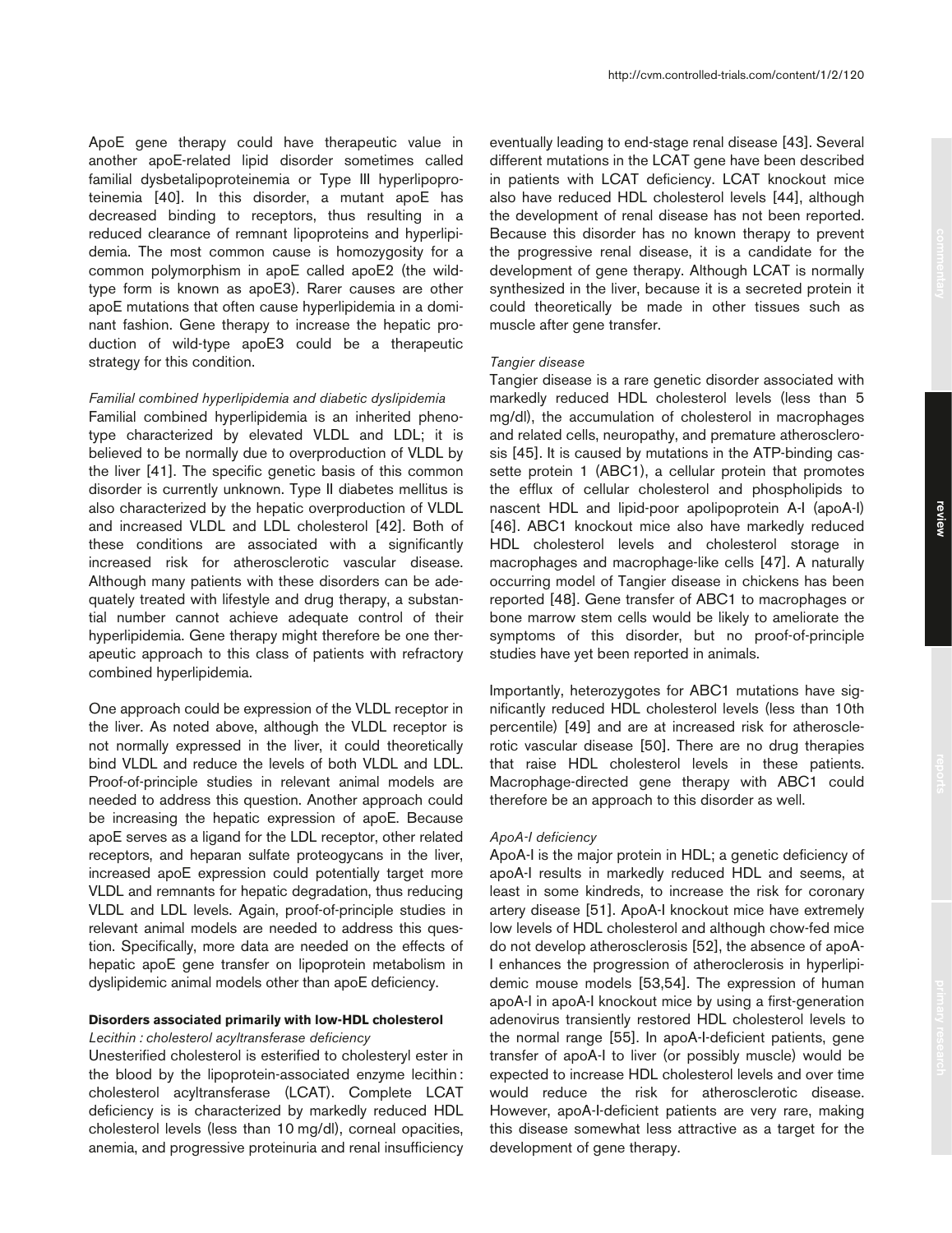ApoE gene therapy could have therapeutic value in another apoE-related lipid disorder sometimes called familial dysbetalipoproteinemia or Type III hyperlipoproteinemia [40]. In this disorder, a mutant apoE has decreased binding to receptors, thus resulting in a reduced clearance of remnant lipoproteins and hyperlipidemia. The most common cause is homozygosity for a common polymorphism in apoE called apoE2 (the wild-type form is known as apoE3). Rarer causes are other apoE mutations that often cause hyperlipidemia in a dominant fashion. Gene therapy to increase the hepatic production of wild-type apoE3 could be a therapeutic strategy for this condition.

*Familial combined hyperlipidemia and diabetic dyslipidemia*

Familial combined hyperlipidemia is an inherited phenotype characterized by elevated VLDL and LDL; it is believed to be normally due to overproduction of VLDL by the liver [41]. The specific genetic basis of this common disorder is currently unknown. Type II diabetes mellitus is also characterized by the hepatic overproduction of VLDL and increased VLDL and LDL cholesterol [42]. Both of these conditions are associated with a significantly increased risk for atherosclerotic vascular disease. Although many patients with these disorders can be adequately treated with lifestyle and drug therapy, a substantial number cannot achieve adequate control of their hyperlipidemia. Gene therapy might therefore be one therapeutic approach to this class of patients with refractory combined hyperlipidemia.

One approach could be expression of the VLDL receptor in the liver. As noted above, although the VLDL receptor is not normally expressed in the liver, it could theoretically bind VLDL and reduce the levels of both VLDL and LDL. Proof-of-principle studies in relevant animal models are needed to address this question. Another approach could be increasing the hepatic expression of apoE. Because apoE serves as a ligand for the LDL receptor, other related receptors, and heparan sulfate proteogycans in the liver, increased apoE expression could potentially target more VLDL and remnants for hepatic degradation, thus reducing VLDL and LDL levels. Again, proof-of-principle studies in relevant animal models are needed to address this question. Specifically, more data are needed on the effects of hepatic apoE gene transfer on lipoprotein metabolism in dyslipidemic animal models other than apoE deficiency.

**Disorders associated primarily with low-HDL cholesterol**

*Lecithin : cholesterol acyltransferase deficiency*

Unesterified cholesterol is esterified to cholesteryl ester in the blood by the lipoprotein-associated enzyme lecithin : cholesterol acyltransferase (LCAT). Complete LCAT deficiency is is characterized by markedly reduced HDL cholesterol levels (less than 10 mg/dl), corneal opacities, anemia, and progressive proteinuria and renal insufficiency eventually leading to end-stage renal disease [43]. Several different mutations in the LCAT gene have been described in patients with LCAT deficiency. LCAT knockout mice also have reduced HDL cholesterol levels [44], although the development of renal disease has not been reported. Because this disorder has no known therapy to prevent the progressive renal disease, it is a candidate for the development of gene therapy. Although LCAT is normally synthesized in the liver, because it is a secreted protein it could theoretically be made in other tissues such as muscle after gene transfer.

*Tangier disease*

Tangier disease is a rare genetic disorder associated with markedly reduced HDL cholesterol levels (less than 5 mg/dl), the accumulation of cholesterol in macrophages and related cells, neuropathy, and premature atherosclerosis [45]. It is caused by mutations in the ATP-binding cassette protein 1 (ABC1), a cellular protein that promotes the efflux of cellular cholesterol and phospholipids to nascent HDL and lipid-poor apolipoprotein A-I (apoA-I) [46]. ABC1 knockout mice also have markedly reduced HDL cholesterol levels and cholesterol storage in macrophages and macrophage-like cells [47]. A naturally occurring model of Tangier disease in chickens has been reported [48]. Gene transfer of ABC1 to macrophages or bone marrow stem cells would be likely to ameliorate the symptoms of this disorder, but no proof-of-principle studies have yet been reported in animals.

Importantly, heterozygotes for ABC1 mutations have significantly reduced HDL cholesterol levels (less than 10th percentile) [49] and are at increased risk for atherosclerotic vascular disease [50]. There are no drug therapies that raise HDL cholesterol levels in these patients. Macrophage-directed gene therapy with ABC1 could therefore be an approach to this disorder as well.

*ApoA-I deficiency*

ApoA-I is the major protein in HDL; a genetic deficiency of apoA-I results in markedly reduced HDL and seems, at least in some kindreds, to increase the risk for coronary artery disease [51]. ApoA-I knockout mice have extremely low levels of HDL cholesterol and although chow-fed mice do not develop atherosclerosis [52], the absence of apoA-I enhances the progression of atheroclerosis in hyperlipidemic mouse models [53,54]. The expression of human apoA-I in apoA-I knockout mice by using a first-generation adenovirus transiently restored HDL cholesterol levels to the normal range [55]. In apoA-I-deficient patients, gene transfer of apoA-I to liver (or possibly muscle) would be expected to increase HDL cholesterol levels and over time would reduce the risk for atherosclerotic disease. However, apoA-I-deficient patients are very rare, making this disease somewhat less attractive as a target for the development of gene therapy.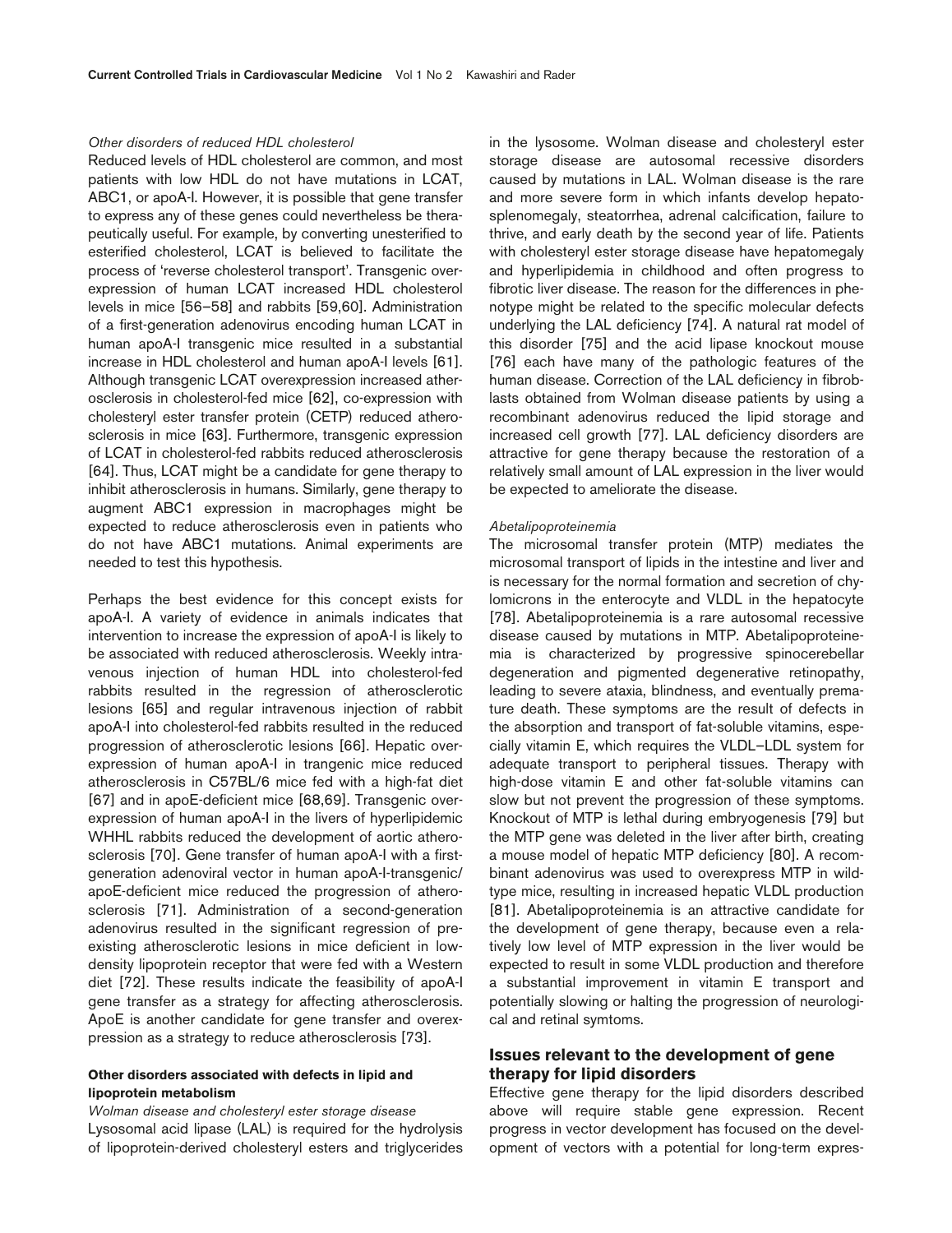*Other disorders of reduced HDL cholesterol*

Reduced levels of HDL cholesterol are common, and most patients with low HDL do not have mutations in LCAT, ABC1, or apoA-I. However, it is possible that gene transfer to express any of these genes could nevertheless be therapeutically useful. For example, by converting unesterified to esterified cholesterol, LCAT is believed to facilitate the process of 'reverse cholesterol transport'. Transgenic overexpression of human LCAT increased HDL cholesterol levels in mice [56–58] and rabbits [59,60]. Administration of a first-generation adenovirus encoding human LCAT in human apoA-I transgenic mice resulted in a substantial increase in HDL cholesterol and human apoA-I levels [61]. Although transgenic LCAT overexpression increased atherosclerosis in cholesterol-fed mice [62], co-expression with cholesteryl ester transfer protein (CETP) reduced atherosclerosis in mice [63]. Furthermore, transgenic expression of LCAT in cholesterol-fed rabbits reduced atherosclerosis [64]. Thus, LCAT might be a candidate for gene therapy to inhibit atherosclerosis in humans. Similarly, gene therapy to augment ABC1 expression in macrophages might be expected to reduce atherosclerosis even in patients who do not have ABC1 mutations. Animal experiments are needed to test this hypothesis.

Perhaps the best evidence for this concept exists for apoA-I. A variety of evidence in animals indicates that intervention to increase the expression of apoA-I is likely to be associated with reduced atherosclerosis. Weekly intravenous injection of human HDL into cholesterol-fed rabbits resulted in the regression of atherosclerotic lesions [65] and regular intravenous injection of rabbit apoA-I into cholesterol-fed rabbits resulted in the reduced progression of atherosclerotic lesions [66]. Hepatic overexpression of human apoA-I in trangenic mice reduced atherosclerosis in C57BL/6 mice fed with a high-fat diet [67] and in apoE-deficient mice [68,69]. Transgenic overexpression of human apoA-I in the livers of hyperlipidemic WHHL rabbits reduced the development of aortic atherosclerosis [70]. Gene transfer of human apoA-I with a first-generation adenoviral vector in human apoA-I-transgenic/apoE-deficient mice reduced the progression of atherosclerosis [71]. Administration of a second-generation adenovirus resulted in the significant regression of preexisting atherosclerotic lesions in mice deficient in low-density lipoprotein receptor that were fed with a Western diet [72]. These results indicate the feasibility of apoA-I gene transfer as a strategy for affecting atherosclerosis. ApoE is another candidate for gene transfer and overexpression as a strategy to reduce atherosclerosis [73].

### Other disorders associated with defects in lipid and lipoprotein metabolism

*Wolman disease and cholesteryl ester storage disease*

Lysosomal acid lipase (LAL) is required for the hydrolysis of lipoprotein-derived cholesteryl esters and triglycerides in the lysosome. Wolman disease and cholesteryl ester storage disease are autosomal recessive disorders caused by mutations in LAL. Wolman disease is the rare and more severe form in which infants develop hepatosplenomegaly, steatorrhea, adrenal calcification, failure to thrive, and early death by the second year of life. Patients with cholesteryl ester storage disease have hepatomegaly and hyperlipidemia in childhood and often progress to fibrotic liver disease. The reason for the differences in phenotype might be related to the specific molecular defects underlying the LAL deficiency [74]. A natural rat model of this disorder [75] and the acid lipase knockout mouse [76] each have many of the pathologic features of the human disease. Correction of the LAL deficiency in fibroblasts obtained from Wolman disease patients by using a recombinant adenovirus reduced the lipid storage and increased cell growth [77]. LAL deficiency disorders are attractive for gene therapy because the restoration of a relatively small amount of LAL expression in the liver would be expected to ameliorate the disease.

*Abetalipoproteinemia*

The microsomal transfer protein (MTP) mediates the microsomal transport of lipids in the intestine and liver and is necessary for the normal formation and secretion of chylomicrons in the enterocyte and VLDL in the hepatocyte [78]. Abetalipoproteinemia is a rare autosomal recessive disease caused by mutations in MTP. Abetalipoproteinemia is characterized by progressive spinocerebellar degeneration and pigmented degenerative retinopathy, leading to severe ataxia, blindness, and eventually premature death. These symptoms are the result of defects in the absorption and transport of fat-soluble vitamins, especially vitamin E, which requires the VLDL–LDL system for adequate transport to peripheral tissues. Therapy with high-dose vitamin E and other fat-soluble vitamins can slow but not prevent the progression of these symptoms. Knockout of MTP is lethal during embryogenesis [79] but the MTP gene was deleted in the liver after birth, creating a mouse model of hepatic MTP deficiency [80]. A recombinant adenovirus was used to overexpress MTP in wild-type mice, resulting in increased hepatic VLDL production [81]. Abetalipoproteinemia is an attractive candidate for the development of gene therapy, because even a relatively low level of MTP expression in the liver would be expected to result in some VLDL production and therefore a substantial improvement in vitamin E transport and potentially slowing or halting the progression of neurological and retinal symtoms.

## Issues relevant to the development of gene therapy for lipid disorders

Effective gene therapy for the lipid disorders described above will require stable gene expression. Recent progress in vector development has focused on the development of vectors with a potential for long-term expres-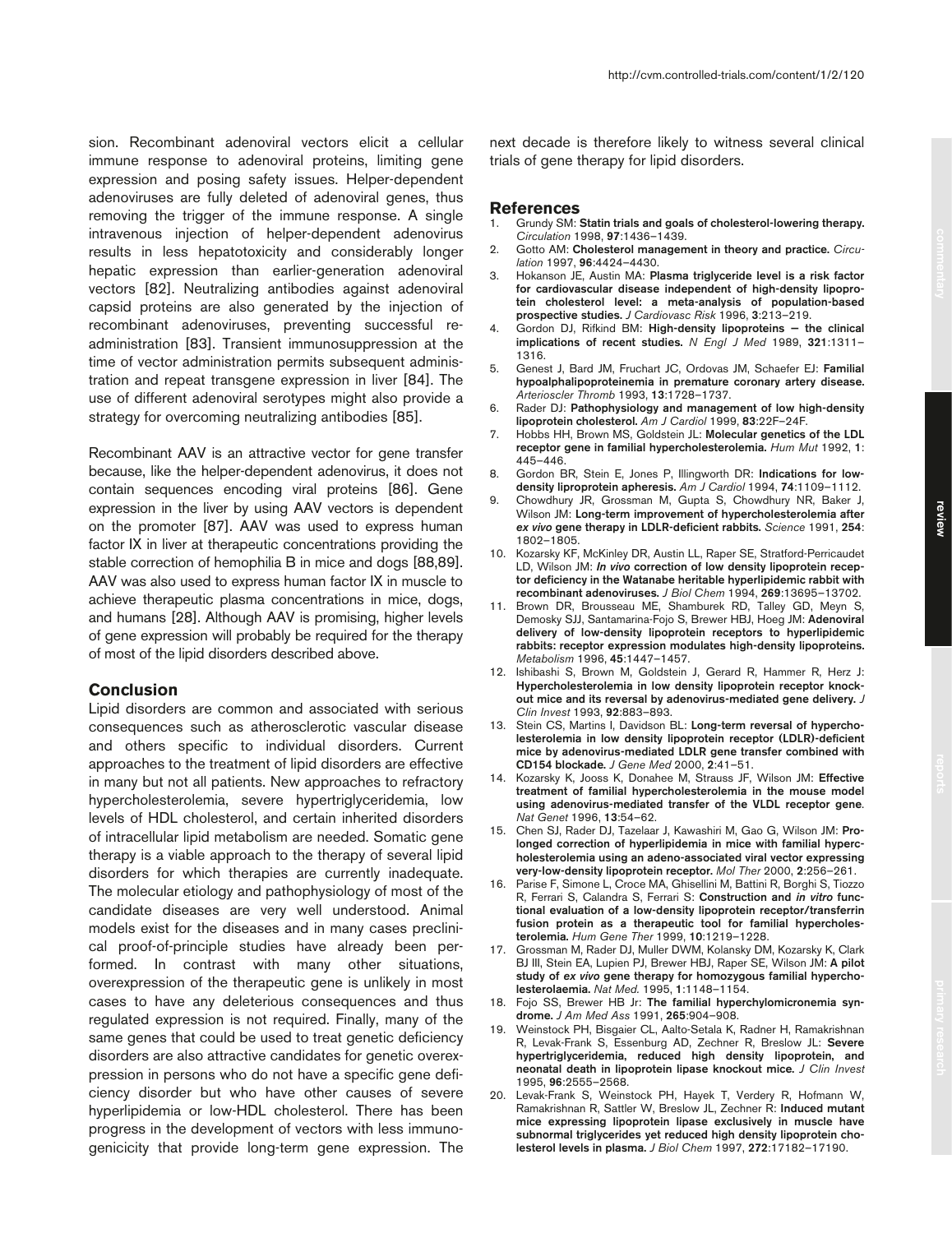sion. Recombinant adenoviral vectors elicit a cellular immune response to adenoviral proteins, limiting gene expression and posing safety issues. Helper-dependent adenoviruses are fully deleted of adenoviral genes, thus removing the trigger of the immune response. A single intravenous injection of helper-dependent adenovirus results in less hepatotoxicity and considerably longer hepatic expression than earlier-generation adenoviral vectors [82]. Neutralizing antibodies against adenoviral capsid proteins are also generated by the injection of recombinant adenoviruses, preventing successful re-administration [83]. Transient immunosuppression at the time of vector administration permits subsequent administration and repeat transgene expression in liver [84]. The use of different adenoviral serotypes might also provide a strategy for overcoming neutralizing antibodies [85].

Recombinant AAV is an attractive vector for gene transfer because, like the helper-dependent adenovirus, it does not contain sequences encoding viral proteins [86]. Gene expression in the liver by using AAV vectors is dependent on the promoter [87]. AAV was used to express human factor IX in liver at therapeutic concentrations providing the stable correction of hemophilia B in mice and dogs [88,89]. AAV was also used to express human factor IX in muscle to achieve therapeutic plasma concentrations in mice, dogs, and humans [28]. Although AAV is promising, higher levels of gene expression will probably be required for the therapy of most of the lipid disorders described above.

## Conclusion

Lipid disorders are common and associated with serious consequences such as atherosclerotic vascular disease and others specific to individual disorders. Current approaches to the treatment of lipid disorders are effective in many but not all patients. New approaches to refractory hypercholesterolemia, severe hypertriglyceridemia, low levels of HDL cholesterol, and certain inherited disorders of intracellular lipid metabolism are needed. Somatic gene therapy is a viable approach to the therapy of several lipid disorders for which therapies are currently inadequate. The molecular etiology and pathophysiology of most of the candidate diseases are very well understood. Animal models exist for the diseases and in many cases preclinical proof-of-principle studies have already been performed. In contrast with many other situations, overexpression of the therapeutic gene is unlikely in most cases to have any deleterious consequences and thus regulated expression is not required. Finally, many of the same genes that could be used to treat genetic deficiency disorders are also attractive candidates for genetic overexpression in persons who do not have a specific gene deficiency disorder but who have other causes of severe hyperlipidemia or low-HDL cholesterol. There has been progress in the development of vectors with less immunogenicity that provide long-term gene expression. The next decade is therefore likely to witness several clinical trials of gene therapy for lipid disorders.

## References

1. Grundy SM: **Statin trials and goals of cholesterol-lowering therapy.** *Circulation* 1998, **97**:1436–1439.
2. Gotto AM: **Cholesterol management in theory and practice.** *Circulation* 1997, **96**:4424–4430.
3. Hokanson JE, Austin MA: **Plasma triglyceride level is a risk factor for cardiovascular disease independent of high-density lipoprotein cholesterol level: a meta-analysis of population-based prospective studies.** *J Cardiovasc Risk* 1996, **3**:213–219.
4. Gordon DJ, Rifkind BM: **High-density lipoproteins – the clinical implications of recent studies.** *N Engl J Med* 1989, **321**:1311–1316.
5. Genest J, Bard JM, Fruchart JC, Ordovas JM, Schaefer EJ: **Familial hypoalphalipoproteinemia in premature coronary artery disease.** *Arterioscler Thromb* 1993, **13**:1728–1737.
6. Rader DJ: **Pathophysiology and management of low high-density lipoprotein cholesterol.** *Am J Cardiol* 1999, **83**:22F–24F.
7. Hobbs HH, Brown MS, Goldstein JL: **Molecular genetics of the LDL receptor gene in familial hypercholesterolemia.** *Hum Mut* 1992, **1**:445–446.
8. Gordon BR, Stein E, Jones P, Illingworth DR: **Indications for low-density lipoprotein apheresis.** *Am J Cardiol* 1994, **74**:1109–1112.
9. Chowdhury JR, Grossman M, Gupta S, Chowdhury NR, Baker J, Wilson JM: **Long-term improvement of hypercholesterolemia after *ex vivo* gene therapy in LDLR-deficient rabbits.** *Science* 1991, **254**:1802–1805.
10. Kozarsky KF, McKinley DR, Austin LL, Raper SE, Stratford-Perricaudet LD, Wilson JM: ***In vivo* correction of low density lipoprotein receptor deficiency in the Watanabe heritable hyperlipidemic rabbit with recombinant adenoviruses.** *J Biol Chem* 1994, **269**:13695–13702.
11. Brown DR, Brousseau ME, Shamburek RD, Talley GD, Meyn S, Demosky SJJ, Santamarina-Fojo S, Brewer HBJ, Hoeg JM: **Adenoviral delivery of low-density lipoprotein receptors to hyperlipidemic rabbits: receptor expression modulates high-density lipoproteins.** *Metabolism* 1996, **45**:1447–1457.
12. Ishibashi S, Brown M, Goldstein J, Gerard R, Hammer R, Herz J: **Hypercholesterolemia in low density lipoprotein receptor knockout mice and its reversal by adenovirus-mediated gene delivery.** *J Clin Invest* 1993, **92**:883–893.
13. Stein CS, Martins I, Davidson BL: **Long-term reversal of hypercholesterolemia in low density lipoprotein receptor (LDLR)-deficient mice by adenovirus-mediated LDLR gene transfer combined with CD154 blockade.** *J Gene Med* 2000, **2**:41–51.
14. Kozarsky K, Jooss K, Donahee M, Strauss JF, Wilson JM: **Effective treatment of familial hypercholesterolemia in the mouse model using adenovirus-mediated transfer of the VLDL receptor gene.** *Nat Genet* 1996, **13**:54–62.
15. Chen SJ, Rader DJ, Tazelaar J, Kawashiri M, Gao G, Wilson JM: **Prolonged correction of hyperlipidemia in mice with familial hypercholesterolemia using an adeno-associated viral vector expressing very-low-density lipoprotein receptor.** *Mol Ther* 2000, **2**:256–261.
16. Parise F, Simone L, Croce MA, Ghisellini M, Battini R, Borghi S, Tiozzo R, Ferrari S, Calandra S, Ferrari S: **Construction and *in vitro* functional evaluation of a low-density lipoprotein receptor/transferrin fusion protein as a therapeutic tool for familial hypercholesterolemia.** *Hum Gene Ther* 1999, **10**:1219–1228.
17. Grossman M, Rader DJ, Muller DWM, Kolansky DM, Kozarsky K, Clark BJ III, Stein EA, Lupien PJ, Brewer HBJ, Raper SE, Wilson JM: **A pilot study of *ex vivo* gene therapy for homozygous familial hypercholesterolaemia.** *Nat Med.* 1995, **1**:1148–1154.
18. Fojo SS, Brewer HB Jr: **The familial hyperchylomicronemia syndrome.** *J Am Med Ass* 1991, **265**:904–908.
19. Weinstock PH, Bisgaier CL, Aalto-Setala K, Radner H, Ramakrishnan R, Levak-Frank S, Essenburg AD, Zechner R, Breslow JL: **Severe hypertriglyceridemia, reduced high density lipoprotein, and neonatal death in lipoprotein lipase knockout mice.** *J Clin Invest* 1995, **96**:2555–2568.
20. Levak-Frank S, Weinstock PH, Hayek T, Verdery R, Hofmann W, Ramakrishnan R, Sattler W, Breslow JL, Zechner R: **Induced mutant mice expressing lipoprotein lipase exclusively in muscle have subnormal triglycerides yet reduced high density lipoprotein cholesterol levels in plasma.** *J Biol Chem* 1997, **272**:17182–17190.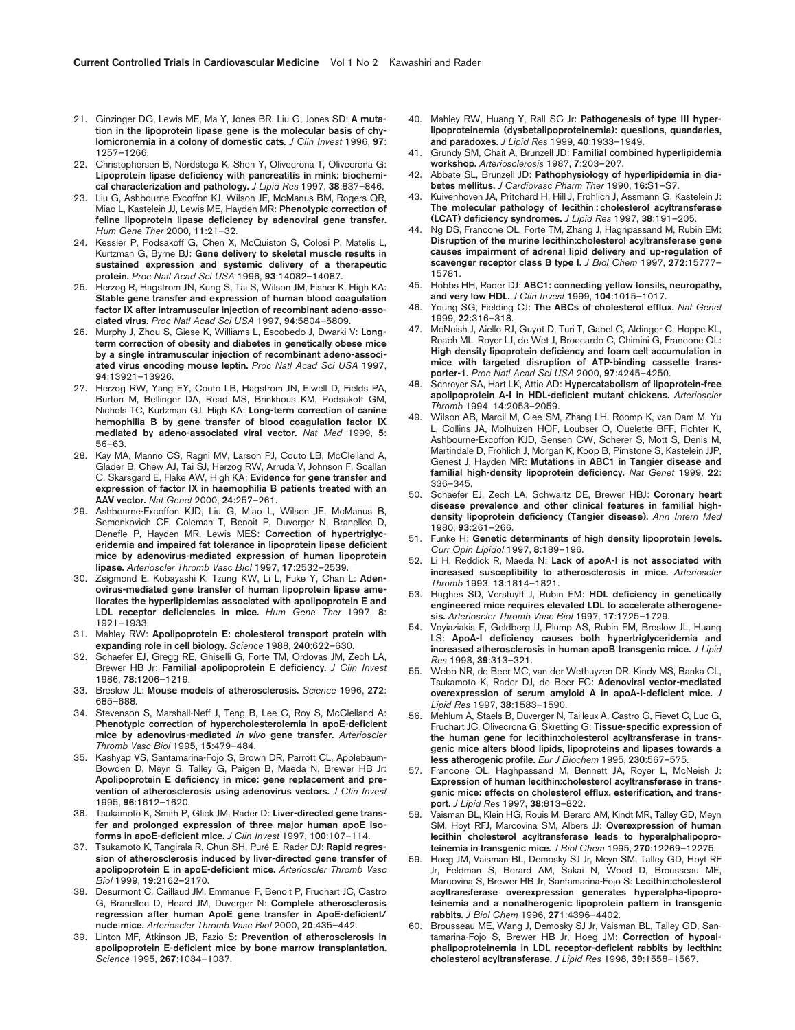21. Ginzinger DG, Lewis ME, Ma Y, Jones BR, Liu G, Jones SD: **A mutation in the lipoprotein lipase gene is the molecular basis of chylomicronemia in a colony of domestic cats.** *J Clin Invest* 1996, **97**: 1257–1266.
22. Christophersen B, Nordstoga K, Shen Y, Olivecrona T, Olivecrona G: **Lipoprotein lipase deficiency with pancreatitis in mink: biochemical characterization and pathology.** *J Lipid Res* 1997, **38**:837–846.
23. Liu G, Ashbourne Excoffon KJ, Wilson JE, McManus BM, Rogers QR, Miao L, Kastelein JJ, Lewis ME, Hayden MR: **Phenotypic correction of feline lipoprotein lipase deficiency by adenoviral gene transfer.** *Hum Gene Ther* 2000, **11**:21–32.
24. Kessler P, Podsakoff G, Chen X, McQuiston S, Colosi P, Matelis L, Kurtzman G, Byrne BJ: **Gene delivery to skeletal muscle results in sustained expression and systemic delivery of a therapeutic protein.** *Proc Natl Acad Sci USA* 1996, **93**:14082–14087.
25. Herzog R, Hagstrom JN, Kung S, Tai S, Wilson JM, Fisher K, High KA: **Stable gene transfer and expression of human blood coagulation factor IX after intramuscular injection of recombinant adeno-associated virus.** *Proc Natl Acad Sci USA* 1997, **94**:5804–5809.
26. Murphy J, Zhou S, Giese K, Williams L, Escobedo J, Dwarki V: **Long-term correction of obesity and diabetes in genetically obese mice by a single intramuscular injection of recombinant adeno-associated virus encoding mouse leptin.** *Proc Natl Acad Sci USA* 1997, **94**:13921–13926.
27. Herzog RW, Yang EY, Couto LB, Hagstrom JN, Elwell D, Fields PA, Burton M, Bellinger DA, Read MS, Brinkhous KM, Podsakoff GM, Nichols TC, Kurtzman GJ, High KA: **Long-term correction of canine hemophilia B by gene transfer of blood coagulation factor IX mediated by adeno-associated viral vector.** *Nat Med* 1999, **5**: 56–63.
28. Kay MA, Manno CS, Ragni MV, Larson PJ, Couto LB, McClelland A, Glader B, Chew AJ, Tai SJ, Herzog RW, Arruda V, Johnson F, Scallan C, Skarsgard E, Flake AW, High KA: **Evidence for gene transfer and expression of factor IX in haemophilia B patients treated with an AAV vector.** *Nat Genet* 2000, **24**:257–261.
29. Ashbourne-Excoffon KJD, Liu G, Miao L, Wilson JE, McManus B, Semenkovich CF, Coleman T, Benoit P, Duverger N, Branellec D, Denefle P, Hayden MR, Lewis MES: **Correction of hypertriglyceridemia and impaired fat tolerance in lipoprotein lipase deficient mice by adenovirus-mediated expression of human lipoprotein lipase.** *Arterioscler Thromb Vasc Biol* 1997, **17**:2532–2539.
30. Zsigmond E, Kobayashi K, Tzung KW, Li L, Fuke Y, Chan L: **Adenovirus-mediated gene transfer of human lipoprotein lipase ameliorates the hyperlipidemias associated with apolipoprotein E and LDL receptor deficiencies in mice.** *Hum Gene Ther* 1997, **8**: 1921–1933.
31. Mahley RW: **Apolipoprotein E: cholesterol transport protein with expanding role in cell biology.** *Science* 1988, **240**:622–630.
32. Schaefer EJ, Gregg RE, Ghiselli G, Forte TM, Ordovas JM, Zech LA, Brewer HB Jr: **Familial apolipoprotein E deficiency.** *J Clin Invest* 1986, **78**:1206–1219.
33. Breslow JL: **Mouse models of atherosclerosis.** *Science* 1996, **272**: 685–688.
34. Stevenson S, Marshall-Neff J, Teng B, Lee C, Roy S, McClelland A: **Phenotypic correction of hypercholesterolemia in apoE-deficient mice by adenovirus-mediated *in vivo* gene transfer.** *Arterioscler Thromb Vasc Biol* 1995, **15**:479–484.
35. Kashyap VS, Santamarina-Fojo S, Brown DR, Parrott CL, Applebaum-Bowden D, Meyn S, Talley G, Paigen B, Maeda N, Brewer HB Jr: **Apolipoprotein E deficiency in mice: gene replacement and prevention of atherosclerosis using adenovirus vectors.** *J Clin Invest* 1995, **96**:1612–1620.
36. Tsukamoto K, Smith P, Glick JM, Rader D: **Liver-directed gene transfer and prolonged expression of three major human apoE isoforms in apoE-deficient mice.** *J Clin Invest* 1997, **100**:107–114.
37. Tsukamoto K, Tangirala R, Chun SH, Puré E, Rader DJ: **Rapid regression of atherosclerosis induced by liver-directed gene transfer of apolipoprotein E in apoE-deficient mice.** *Arterioscler Thromb Vasc Biol* 1999, **19**:2162–2170.
38. Desurmont C, Caillaud JM, Emmanuel F, Benoit P, Fruchart JC, Castro G, Branellec D, Heard JM, Duverger N: **Complete atherosclerosis regression after human ApoE gene transfer in ApoE-deficient/nude mice.** *Arterioscler Thromb Vasc Biol* 2000, **20**:435–442.
39. Linton MF, Atkinson JB, Fazio S: **Prevention of atherosclerosis in apolipoprotein E-deficient mice by bone marrow transplantation.** *Science* 1995, **267**:1034–1037.
40. Mahley RW, Huang Y, Rall SC Jr: **Pathogenesis of type III hyperlipoproteinemia (dysbetalipoproteinemia): questions, quandaries, and paradoxes.** *J Lipid Res* 1999, **40**:1933–1949.
41. Grundy SM, Chait A, Brunzell JD: **Familial combined hyperlipidemia workshop.** *Arteriosclerosis* 1987, **7**:203–207.
42. Abbate SL, Brunzell JD: **Pathophysiology of hyperlipidemia in diabetes mellitus.** *J Cardiovasc Pharm Ther* 1990, **16:**S1–S7.
43. Kuivenhoven JA, Pritchard H, Hill J, Frohlich J, Assmann G, Kastelein J: **The molecular pathology of lecithin : cholesterol acyltransferase (LCAT) deficiency syndromes.** *J Lipid Res* 1997, **38**:191–205.
44. Ng DS, Francone OL, Forte TM, Zhang J, Haghpassand M, Rubin EM: **Disruption of the murine lecithin:cholesterol acyltransferase gene causes impairment of adrenal lipid delivery and up-regulation of scavenger receptor class B type I.** *J Biol Chem* 1997, **272**:15777–15781.
45. Hobbs HH, Rader DJ: **ABC1: connecting yellow tonsils, neuropathy, and very low HDL.** *J Clin Invest* 1999, **104**:1015–1017.
46. Young SG, Fielding CJ: **The ABCs of cholesterol efflux.** *Nat Genet* 1999, **22**:316–318.
47. McNeish J, Aiello RJ, Guyot D, Turi T, Gabel C, Aldinger C, Hoppe KL, Roach ML, Royer LJ, de Wet J, Broccardo C, Chimini G, Francone OL: **High density lipoprotein deficiency and foam cell accumulation in mice with targeted disruption of ATP-binding cassette transporter-1.** *Proc Natl Acad Sci USA* 2000, **97**:4245–4250.
48. Schreyer SA, Hart LK, Attie AD: **Hypercatabolism of lipoprotein-free apolipoprotein A-I in HDL-deficient mutant chickens.** *Arterioscler Thromb* 1994, **14**:2053–2059.
49. Wilson AB, Marcil M, Clee SM, Zhang LH, Roomp K, van Dam M, Yu L, Collins JA, Molhuizen HOF, Loubser O, Ouelette BFF, Fichter K, Ashbourne-Excoffon KJD, Sensen CW, Scherer S, Mott S, Denis M, Martindale D, Frohlich J, Morgan K, Koop B, Pimstone S, Kastelein JJP, Genest J, Hayden MR: **Mutations in ABC1 in Tangier disease and familial high-density lipoprotein deficiency.** *Nat Genet* 1999, **22**: 336–345.
50. Schaefer EJ, Zech LA, Schwartz DE, Brewer HBJ: **Coronary heart disease prevalence and other clinical features in familial high-density lipoprotein deficiency (Tangier disease).** *Ann Intern Med* 1980, **93**:261–266.
51. Funke H: **Genetic determinants of high density lipoprotein levels.** *Curr Opin Lipidol* 1997, **8**:189–196.
52. Li H, Reddick R, Maeda N: **Lack of apoA-I is not associated with increased susceptibility to atherosclerosis in mice.** *Arterioscler Thromb* 1993, **13**:1814–1821.
53. Hughes SD, Verstuyft J, Rubin EM: **HDL deficiency in genetically engineered mice requires elevated LDL to accelerate atherogenesis.** *Arterioscler Thromb Vasc Biol* 1997, **17**:1725–1729.
54. Voyiaziakis E, Goldberg IJ, Plump AS, Rubin EM, Breslow JL, Huang LS: **ApoA-I deficiency causes both hypertriglyceridemia and increased atherosclerosis in human apoB transgenic mice.** *J Lipid Res* 1998, **39**:313–321.
55. Webb NR, de Beer MC, van der Wethuyzen DR, Kindy MS, Banka CL, Tsukamoto K, Rader DJ, de Beer FC: **Adenoviral vector-mediated overexpression of serum amyloid A in apoA-I-deficient mice.** *J Lipid Res* 1997, **38**:1583–1590.
56. Mehlum A, Staels B, Duverger N, Tailleux A, Castro G, Fievet C, Luc G, Fruchart JC, Olivecrona G, Skretting G: **Tissue-specific expression of the human gene for lecithin:cholesterol acyltransferase in transgenic mice alters blood lipids, lipoproteins and lipases towards a less atherogenic profile.** *Eur J Biochem* 1995, **230**:567–575.
57. Francone OL, Haghpassand M, Bennett JA, Royer L, McNeish J: **Expression of human lecithin:cholesterol acyltransferase in transgenic mice: effects on cholesterol efflux, esterification, and transport.** *J Lipid Res* 1997, **38**:813–822.
58. Vaisman BL, Klein HG, Rouis M, Berard AM, Kindt MR, Talley GD, Meyn SM, Hoyt RFJ, Marcovina SM, Albers JJ: **Overexpression of human lecithin cholesterol acyltransferase leads to hyperalphalipoproteinemia in transgenic mice.** *J Biol Chem* 1995, **270**:12269–12275.
59. Hoeg JM, Vaisman BL, Demosky SJ Jr, Meyn SM, Talley GD, Hoyt RF Jr, Feldman S, Berard AM, Sakai N, Wood D, Brousseau ME, Marcovina S, Brewer HB Jr, Santamarina-Fojo S: **Lecithin:cholesterol acyltransferase overexpression generates hyperalpha-lipoproteinemia and a nonatherogenic lipoprotein pattern in transgenic rabbits.** *J Biol Chem* 1996, **271**:4396–4402.
60. Brousseau ME, Wang J, Demosky SJ Jr, Vaisman BL, Talley GD, Santamarina-Fojo S, Brewer HB Jr, Hoeg JM: **Correction of hypoalphalipoproteinemia in LDL receptor-deficient rabbits by lecithin: cholesterol acyltransferase.** *J Lipid Res* 1998, **39**:1558–1567.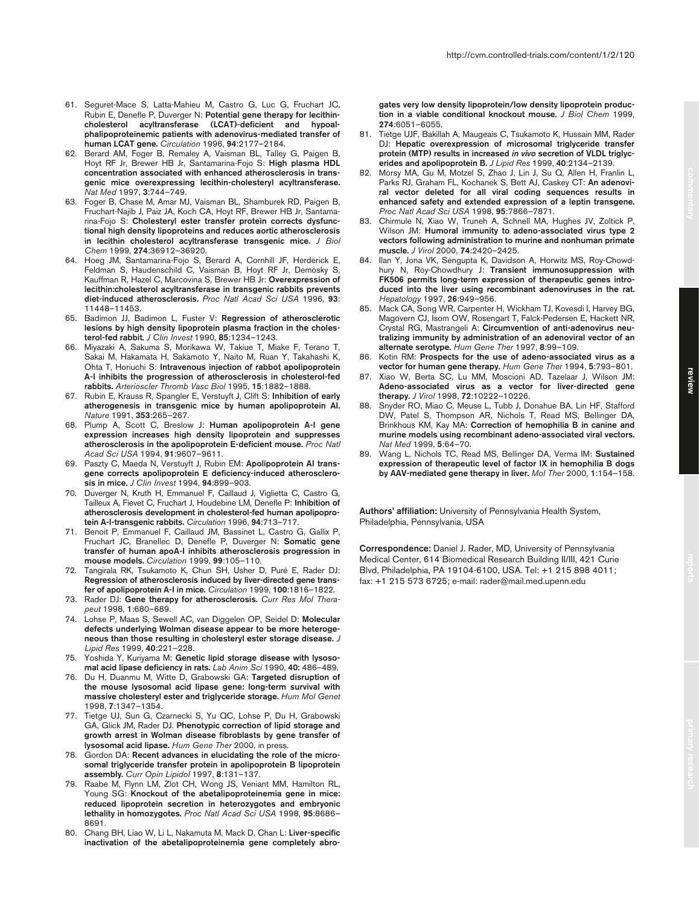61. Seguret-Mace S, Latta-Mahieu M, Castro G, Luc G, Fruchart JC, Rubin E, Denefle P, Duverger N: **Potential gene therapy for lecithin-cholesterol acyltransferase (LCAT)-deficient and hypoalphalipoproteinemic patients with adenovirus-mediated transfer of human LCAT gene.** *Circulation* 1996, **94**:2177–2184.
62. Berard AM, Foger B, Remaley A, Vaisman BL, Talley G, Paigen B, Hoyt RF Jr, Brewer HB Jr, Santamarina-Fojo S: **High plasma HDL concentration associated with enhanced atherosclerosis in transgenic mice overexpressing lecithin-cholesteryl acyltransferase.** *Nat Med* 1997, **3**:744–749.
63. Foger B, Chase M, Amar MJ, Vaisman BL, Shamburek RD, Paigen B, Fruchart-Najib J, Paiz JA, Koch CA, Hoyt RF, Brewer HB Jr, Santamarina-Fojo S: **Cholesteryl ester transfer protein corrects dysfunctional high density lipoproteins and reduces aortic atherosclerosis in lecithin cholesterol acyltransferase transgenic mice.** *J Biol Chem* 1999, **274**:36912–36920.
64. Hoeg JM, Santamarina-Fojo S, Berard A, Cornhill JF, Herderick E, Feldman S, Haudenschild C, Vaisman B, Hoyt RF Jr, Demosky S, Kauffman R, Hazel C, Marcovina S, Brewer HB Jr: **Overexpression of lecithin:cholesterol acyltransferase in transgenic rabbits prevents diet-induced atherosclerosis.** *Proc Natl Acad Sci USA* 1996, **93**: 11448–11453.
65. Badimon JJ, Badimon L, Fuster V: **Regression of atherosclerotic lesions by high density lipoprotein plasma fraction in the cholesterol-fed rabbit.** *J Clin Invest* 1990, **85**:1234–1243.
66. Miyazaki A, Sakuma S, Morikawa W, Takiue T, Miake F, Terano T, Sakai M, Hakamata H, Sakamoto Y, Naito M, Ruan Y, Takahashi K, Ohta T, Horiuchi S: **Intravenous injection of rabbot apolipoprotein A-I inhibits the progression of atherosclerosis in cholesterol-fed rabbits.** *Arterioscler Thromb Vasc Biol* 1995, **15**:1882–1888.
67. Rubin E, Krauss R, Spangler E, Verstuyft J, Clift S: **Inhibition of early atherogenesis in transgenic mice by human apolipoprotein AI.** *Nature* 1991, **353**:265–267.
68. Plump A, Scott C, Breslow J: **Human apolipoprotein A-I gene expression increases high density lipoprotein and suppresses atherosclerosis in the apolipoprotein E-deficient mouse.** *Proc Natl Acad Sci USA* 1994, **91**:9607–9611.
69. Paszty C, Maeda N, Verstuyft J, Rubin EM: **Apolipoprotein AI transgene corrects apolipoprotein E deficiency-induced atherosclerosis in mice.** *J Clin Invest* 1994, **94**:899–903.
70. Duverger N, Kruth H, Emmanuel F, Caillaud J, Viglietta C, Castro G, Tailleux A, Fievet C, Fruchart J, Houdebine LM, Denefle P: **Inhibition of atherosclerosis development in cholesterol-fed human apolipoprotein A-I-transgenic rabbits.** *Circulation* 1996, **94**:713–717.
71. Benoit P, Emmanuel F, Caillaud JM, Bassinet L, Castro G, Gallix P, Fruchart JC, Branellec D, Denefle P, Duverger N: **Somatic gene transfer of human apoA-I inhibits atherosclerosis progression in mouse models.** *Circulation* 1999, **99**:105–110.
72. Tangirala RK, Tsukamoto K, Chun SH, Usher D, Puré E, Rader DJ: **Regression of atherosclerosis induced by liver-directed gene transfer of apolipoprotein A-I in mice.** *Circulation* 1999, **100**:1816–1822.
73. Rader DJ: **Gene therapy for atherosclerosis.** *Curr Res Mol Therapeut* 1998, **1**:680–689.
74. Lohse P, Maas S, Sewell AC, van Diggelen OP, Seidel D: **Molecular defects underlying Wolman disease appear to be more heterogeneous than those resulting in cholesteryl ester storage disease.** *J Lipid Res* 1999, **40**:221–228.
75. Yoshida Y, Kuriyama M: **Genetic lipid storage disease with lysosomal acid lipase deficiency in rats.** *Lab Anim Sci* 1990, **40:** 486–489.
76. Du H, Duanmu M, Witte D, Grabowski GA: **Targeted disruption of the mouse lysosomal acid lipase gene: long-term survival with massive cholesteryl ester and triglyceride storage.** *Hum Mol Genet* 1998, **7**:1347–1354.
77. Tietge UJ, Sun G, Czarnecki S, Yu QC, Lohse P, Du H, Grabowski GA, Glick JM, Rader DJ. **Phenotypic correction of lipid storage and growth arrest in Wolman disease fibroblasts by gene transfer of lysosomal acid lipase.** *Hum Gene Ther* 2000, in press.
78. Gordon DA: **Recent advances in elucidating the role of the microsomal triglyceride transfer protein in apolipoprotein B lipoprotein assembly.** *Curr Opin Lipidol* 1997, **8**:131–137.
79. Raabe M, Flynn LM, Zlot CH, Wong JS, Veniant MM, Hamilton RL, Young SG: **Knockout of the abetalipoproteinemia gene in mice: reduced lipoprotein secretion in heterozygotes and embryonic lethality in homozygotes.** *Proc Natl Acad Sci USA* 1998, **95**:8686–8691.
80. Chang BH, Liao W, Li L, Nakamuta M, Mack D, Chan L: **Liver-specific inactivation of the abetalipoproteinemia gene completely abrogates very low density lipoprotein/low density lipoprotein production in a viable conditional knockout mouse.** *J Biol Chem* 1999, **274**:6051–6055.
81. Tietge UJF, Bakillah A, Maugeais C, Tsukamoto K, Hussain MM, Rader DJ: **Hepatic overexpression of microsomal triglyceride transfer protein (MTP) results in increased *in vivo* secretion of VLDL triglycerides and apolipoprotein B.** *J Lipid Res* 1999, **40**:2134–2139.
82. Morsy MA, Gu M, Motzel S, Zhao J, Lin J, Su Q, Allen H, Franlin L, Parks RJ, Graham FL, Kochanek S, Bett AJ, Caskey CT: **An adenoviral vector deleted for all viral coding sequences results in enhanced safety and extended expression of a leptin transgene.** *Proc Natl Acad Sci USA* 1998, **95**:7866–7871.
83. Chirmule N, Xiao W, Truneh A, Schnell MA, Hughes JV, Zoltick P, Wilson JM: **Humoral immunity to adeno-associated virus type 2 vectors following administration to murine and nonhuman primate muscle.** *J Virol* 2000, **74**:2420–2425.
84. Ilan Y, Jona VK, Sengupta K, Davidson A, Horwitz MS, Roy-Chowdhury N, Roy-Chowdhury J: **Transient immunosuppression with FK506 permits long-term expression of therapeutic genes introduced into the liver using recombinant adenoviruses in the rat.** *Hepatology* 1997, **26**:949–956.
85. Mack CA, Song WR, Carpenter H, Wickham TJ, Kovesdi I, Harvey BG, Magovern CJ, Isom OW, Rosengart T, Falck-Pedersen E, Hackett NR, Crystal RG, Mastrangeli A: **Circumvention of anti-adenovirus neutralizing immunity by administration of an adenoviral vector of an alternate serotype.** *Hum Gene Ther* 1997, **8**:99–109.
86. Kotin RM: **Prospects for the use of adeno-associated virus as a vector for human gene therapy.** *Hum Gene Ther* 1994, **5**:793–801.
87. Xiao W, Berta SC, Lu MM, Moscioni AD, Tazelaar J, Wilson JM: **Adeno-associated virus as a vector for liver-directed gene therapy.** *J Virol* 1998, **72**:10222–10226.
88. Snyder RO, Miao C, Meuse L, Tubb J, Donahue BA, Lin HF, Stafford DW, Patel S, Thompson AR, Nichols T, Read MS, Bellinger DA, Brinkhous KM, Kay MA: **Correction of hemophilia B in canine and murine models using recombinant adeno-associated viral vectors.** *Nat Med* 1999, **5**:64–70.
89. Wang L, Nichols TC, Read MS, Bellinger DA, Verma IM: **Sustained expression of therapeutic level of factor IX in hemophilia B dogs by AAV-mediated gene therapy in liver.** *Mol Ther* 2000, **1**:154–158.

**Authors' affiliation:** University of Pennsylvania Health System, Philadelphia, Pennsylvania, USA

**Correspondence:** Daniel J. Rader, MD, University of Pennsylvania Medical Center, 614 Biomedical Research Building II/III, 421 Curie Blvd, Philadelphia, PA 19104-6100, USA. Tel: +1 215 898 4011; fax: +1 215 573 6725; e-mail: rader@mail.med.upenn.edu